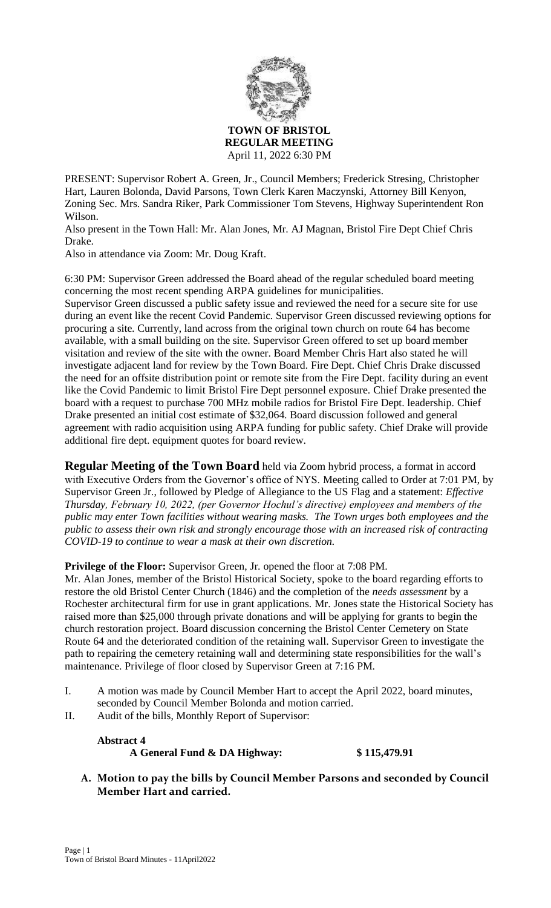**TOWN OF BRISTOL**
**REGULAR MEETING**
April 11, 2022 6:30 PM

PRESENT: Supervisor Robert A. Green, Jr., Council Members; Frederick Stresing, Christopher Hart, Lauren Bolonda, David Parsons, Town Clerk Karen Maczynski, Attorney Bill Kenyon, Zoning Sec. Mrs. Sandra Riker, Park Commissioner Tom Stevens, Highway Superintendent Ron Wilson.

Also present in the Town Hall: Mr. Alan Jones, Mr. AJ Magnan, Bristol Fire Dept Chief Chris Drake.

Also in attendance via Zoom: Mr. Doug Kraft.

6:30 PM: Supervisor Green addressed the Board ahead of the regular scheduled board meeting concerning the most recent spending ARPA guidelines for municipalities.

Supervisor Green discussed a public safety issue and reviewed the need for a secure site for use during an event like the recent Covid Pandemic. Supervisor Green discussed reviewing options for procuring a site. Currently, land across from the original town church on route 64 has become available, with a small building on the site. Supervisor Green offered to set up board member visitation and review of the site with the owner. Board Member Chris Hart also stated he will investigate adjacent land for review by the Town Board. Fire Dept. Chief Chris Drake discussed the need for an offsite distribution point or remote site from the Fire Dept. facility during an event like the Covid Pandemic to limit Bristol Fire Dept personnel exposure. Chief Drake presented the board with a request to purchase 700 MHz mobile radios for Bristol Fire Dept. leadership. Chief Drake presented an initial cost estimate of $32,064. Board discussion followed and general agreement with radio acquisition using ARPA funding for public safety. Chief Drake will provide additional fire dept. equipment quotes for board review.

**Regular Meeting of the Town Board** held via Zoom hybrid process, a format in accord with Executive Orders from the Governor's office of NYS. Meeting called to Order at 7:01 PM, by Supervisor Green Jr., followed by Pledge of Allegiance to the US Flag and a statement: *Effective Thursday, February 10, 2022, (per Governor Hochul's directive) employees and members of the public may enter Town facilities without wearing masks. The Town urges both employees and the public to assess their own risk and strongly encourage those with an increased risk of contracting COVID-19 to continue to wear a mask at their own discretion.*

**Privilege of the Floor:** Supervisor Green, Jr. opened the floor at 7:08 PM.

Mr. Alan Jones, member of the Bristol Historical Society, spoke to the board regarding efforts to restore the old Bristol Center Church (1846) and the completion of the *needs assessment* by a Rochester architectural firm for use in grant applications. Mr. Jones state the Historical Society has raised more than $25,000 through private donations and will be applying for grants to begin the church restoration project. Board discussion concerning the Bristol Center Cemetery on State Route 64 and the deteriorated condition of the retaining wall. Supervisor Green to investigate the path to repairing the cemetery retaining wall and determining state responsibilities for the wall's maintenance. Privilege of floor closed by Supervisor Green at 7:16 PM.

I. A motion was made by Council Member Hart to accept the April 2022, board minutes, seconded by Council Member Bolonda and motion carried.

II. Audit of the bills, Monthly Report of Supervisor:

**Abstract 4**
**A General Fund & DA Highway: $ 115,479.91**

**A. Motion to pay the bills by Council Member Parsons and seconded by Council Member Hart and carried.**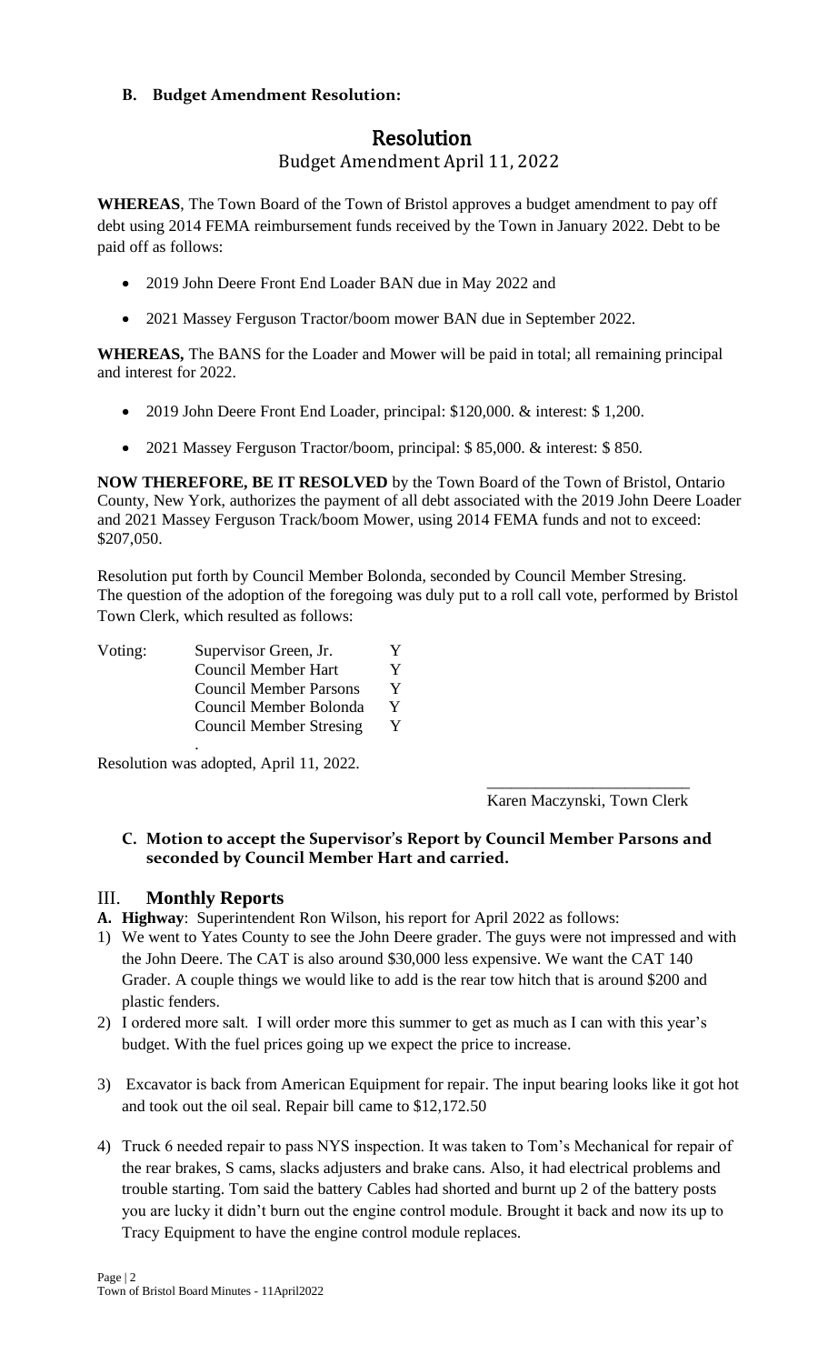**B. Budget Amendment Resolution:**

## Resolution

Budget Amendment April 11, 2022

**WHEREAS**, The Town Board of the Town of Bristol approves a budget amendment to pay off debt using 2014 FEMA reimbursement funds received by the Town in January 2022. Debt to be paid off as follows:

- 2019 John Deere Front End Loader BAN due in May 2022 and
- 2021 Massey Ferguson Tractor/boom mower BAN due in September 2022.

**WHEREAS,** The BANS for the Loader and Mower will be paid in total; all remaining principal and interest for 2022.

- 2019 John Deere Front End Loader, principal: $120,000. & interest: $ 1,200.
- 2021 Massey Ferguson Tractor/boom, principal: $ 85,000. & interest: $ 850.

**NOW THEREFORE, BE IT RESOLVED** by the Town Board of the Town of Bristol, Ontario County, New York, authorizes the payment of all debt associated with the 2019 John Deere Loader and 2021 Massey Ferguson Track/boom Mower, using 2014 FEMA funds and not to exceed: $207,050.

Resolution put forth by Council Member Bolonda, seconded by Council Member Stresing. The question of the adoption of the foregoing was duly put to a roll call vote, performed by Bristol Town Clerk, which resulted as follows:

| Voting: | Supervisor Green, Jr. | Y |
|---|---|---|
| | Council Member Hart | Y |
| | Council Member Parsons | Y |
| | Council Member Bolonda | Y |
| | Council Member Stresing | Y |

Resolution was adopted, April 11, 2022.

\_\_\_\_\_\_\_\_\_\_\_\_\_\_\_\_\_\_\_\_\_\_\_\_

Karen Maczynski, Town Clerk

**C. Motion to accept the Supervisor's Report by Council Member Parsons and seconded by Council Member Hart and carried.**

## III. Monthly Reports

**A. Highway**: Superintendent Ron Wilson, his report for April 2022 as follows:

1) We went to Yates County to see the John Deere grader. The guys were not impressed and with the John Deere. The CAT is also around $30,000 less expensive. We want the CAT 140 Grader. A couple things we would like to add is the rear tow hitch that is around $200 and plastic fenders.
2) I ordered more salt. I will order more this summer to get as much as I can with this year's budget. With the fuel prices going up we expect the price to increase.
3) Excavator is back from American Equipment for repair. The input bearing looks like it got hot and took out the oil seal. Repair bill came to $12,172.50
4) Truck 6 needed repair to pass NYS inspection. It was taken to Tom's Mechanical for repair of the rear brakes, S cams, slacks adjusters and brake cans. Also, it had electrical problems and trouble starting. Tom said the battery Cables had shorted and burnt up 2 of the battery posts you are lucky it didn't burn out the engine control module. Brought it back and now its up to Tracy Equipment to have the engine control module replaces.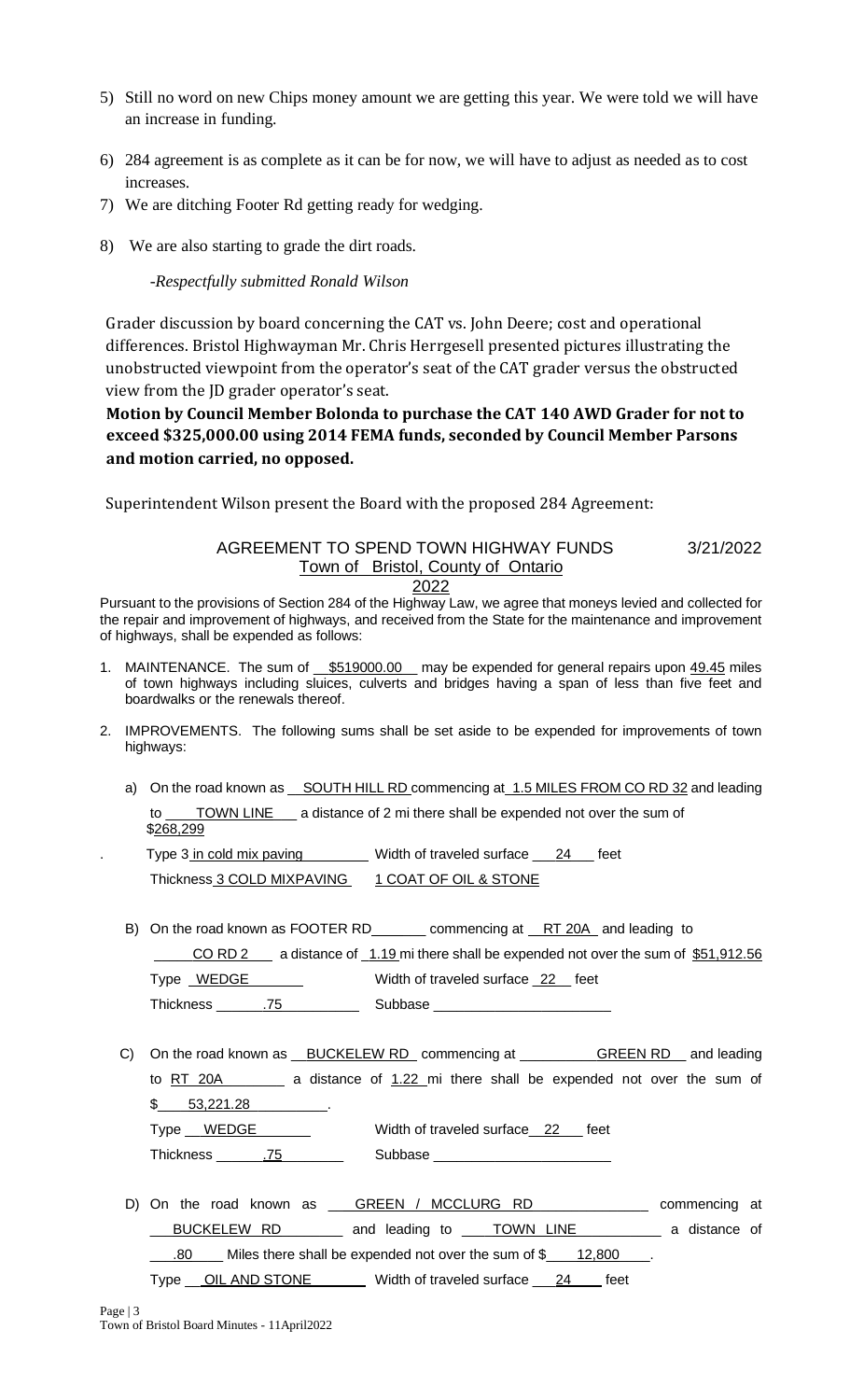5) Still no word on new Chips money amount we are getting this year. We were told we will have an increase in funding.

6) 284 agreement is as complete as it can be for now, we will have to adjust as needed as to cost increases.

7) We are ditching Footer Rd getting ready for wedging.

8) We are also starting to grade the dirt roads.

*-Respectfully submitted Ronald Wilson*

Grader discussion by board concerning the CAT vs. John Deere; cost and operational differences. Bristol Highwayman Mr. Chris Herrgesell presented pictures illustrating the unobstructed viewpoint from the operator's seat of the CAT grader versus the obstructed view from the JD grader operator's seat.

**Motion by Council Member Bolonda to purchase the CAT 140 AWD Grader for not to exceed $325,000.00 using 2014 FEMA funds, seconded by Council Member Parsons and motion carried, no opposed.**

Superintendent Wilson present the Board with the proposed 284 Agreement:

AGREEMENT TO SPEND TOWN HIGHWAY FUNDS 3/21/2022
Town of Bristol, County of Ontario
2022

Pursuant to the provisions of Section 284 of the Highway Law, we agree that moneys levied and collected for the repair and improvement of highways, and received from the State for the maintenance and improvement of highways, shall be expended as follows:

1. MAINTENANCE. The sum of $519000.00 may be expended for general repairs upon 49.45 miles of town highways including sluices, culverts and bridges having a span of less than five feet and boardwalks or the renewals thereof.

2. IMPROVEMENTS. The following sums shall be set aside to be expended for improvements of town highways:

   a) On the road known as SOUTH HILL RD commencing at 1.5 MILES FROM CO RD 32 and leading to TOWN LINE a distance of 2 mi there shall be expended not over the sum of $268,299

      Type 3 in cold mix paving Width of traveled surface 24 feet
      Thickness 3 COLD MIXPAVING 1 COAT OF OIL & STONE

   B) On the road known as FOOTER RD commencing at RT 20A and leading to CO RD 2 a distance of 1.19 mi there shall be expended not over the sum of $51,912.56

      Type WEDGE Width of traveled surface 22 feet
      Thickness .75 Subbase

   C) On the road known as BUCKELEW RD commencing at GREEN RD and leading to RT 20A a distance of 1.22 mi there shall be expended not over the sum of $ 53,221.28.

      Type WEDGE Width of traveled surface 22 feet
      Thickness .75 Subbase

   D) On the road known as GREEN / MCCLURG RD commencing at BUCKELEW RD and leading to TOWN LINE a distance of .80 Miles there shall be expended not over the sum of $ 12,800.

      Type OIL AND STONE Width of traveled surface 24 feet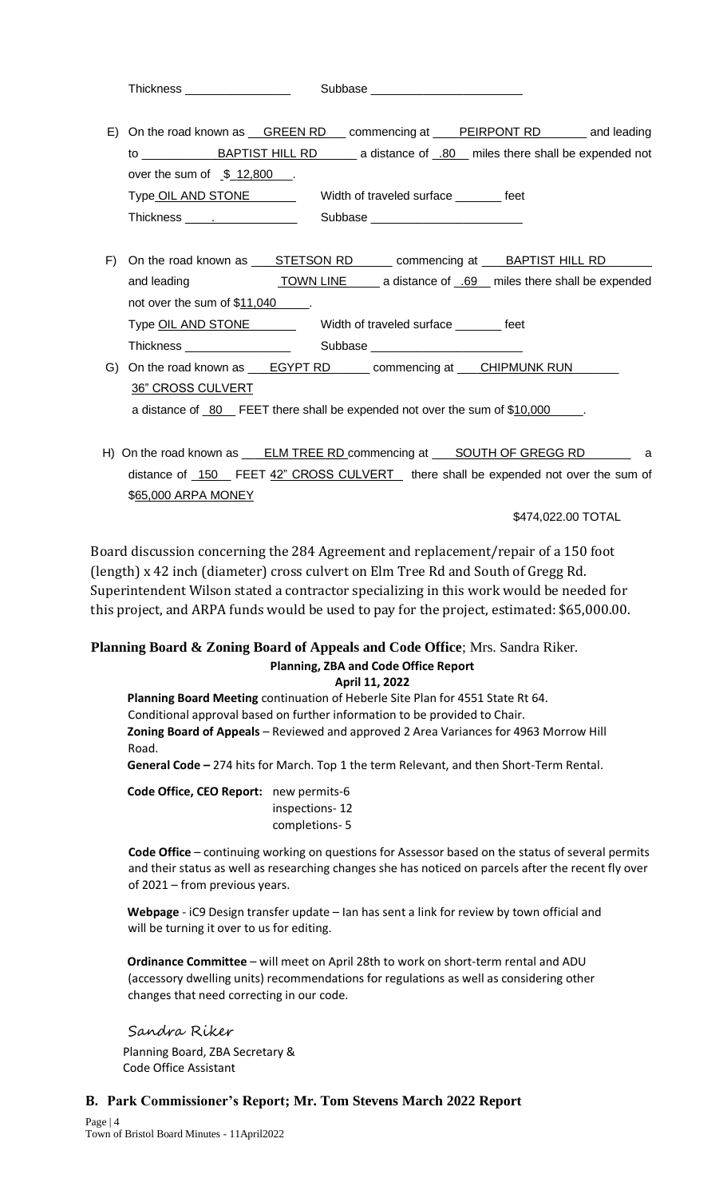Thickness ________________ Subbase ________________________

E) On the road known as GREEN RD commencing at PEIRPONT RD and leading to BAPTIST HILL RD a distance of .80 miles there shall be expended not over the sum of $ 12,800 .

Type OIL AND STONE Width of traveled surface _______ feet

Thickness ____.__________ Subbase ________________________

F) On the road known as STETSON RD commencing at BAPTIST HILL RD and leading TOWN LINE a distance of .69 miles there shall be expended not over the sum of $11,040 .

Type OIL AND STONE Width of traveled surface _______ feet

Thickness ________________ Subbase ________________________

G) On the road known as EGYPT RD commencing at CHIPMUNK RUN 36" CROSS CULVERT a distance of 80 FEET there shall be expended not over the sum of $10,000 .

H) On the road known as ELM TREE RD commencing at SOUTH OF GREGG RD a distance of 150 FEET 42" CROSS CULVERT there shall be expended not over the sum of $65,000 ARPA MONEY

$474,022.00 TOTAL

Board discussion concerning the 284 Agreement and replacement/repair of a 150 foot (length) x 42 inch (diameter) cross culvert on Elm Tree Rd and South of Gregg Rd. Superintendent Wilson stated a contractor specializing in this work would be needed for this project, and ARPA funds would be used to pay for the project, estimated: $65,000.00.

**Planning Board & Zoning Board of Appeals and Code Office**; Mrs. Sandra Riker.

**Planning, ZBA and Code Office Report**
**April 11, 2022**

**Planning Board Meeting** continuation of Heberle Site Plan for 4551 State Rt 64. Conditional approval based on further information to be provided to Chair.

**Zoning Board of Appeals** – Reviewed and approved 2 Area Variances for 4963 Morrow Hill Road.

**General Code –** 274 hits for March. Top 1 the term Relevant, and then Short-Term Rental.

**Code Office, CEO Report:** new permits-6
inspections- 12
completions- 5

**Code Office** – continuing working on questions for Assessor based on the status of several permits and their status as well as researching changes she has noticed on parcels after the recent fly over of 2021 – from previous years.

**Webpage** - iC9 Design transfer update – Ian has sent a link for review by town official and will be turning it over to us for editing.

**Ordinance Committee** – will meet on April 28th to work on short-term rental and ADU (accessory dwelling units) recommendations for regulations as well as considering other changes that need correcting in our code.

*Sandra Riker*
Planning Board, ZBA Secretary &
Code Office Assistant

## B. Park Commissioner's Report; Mr. Tom Stevens March 2022 Report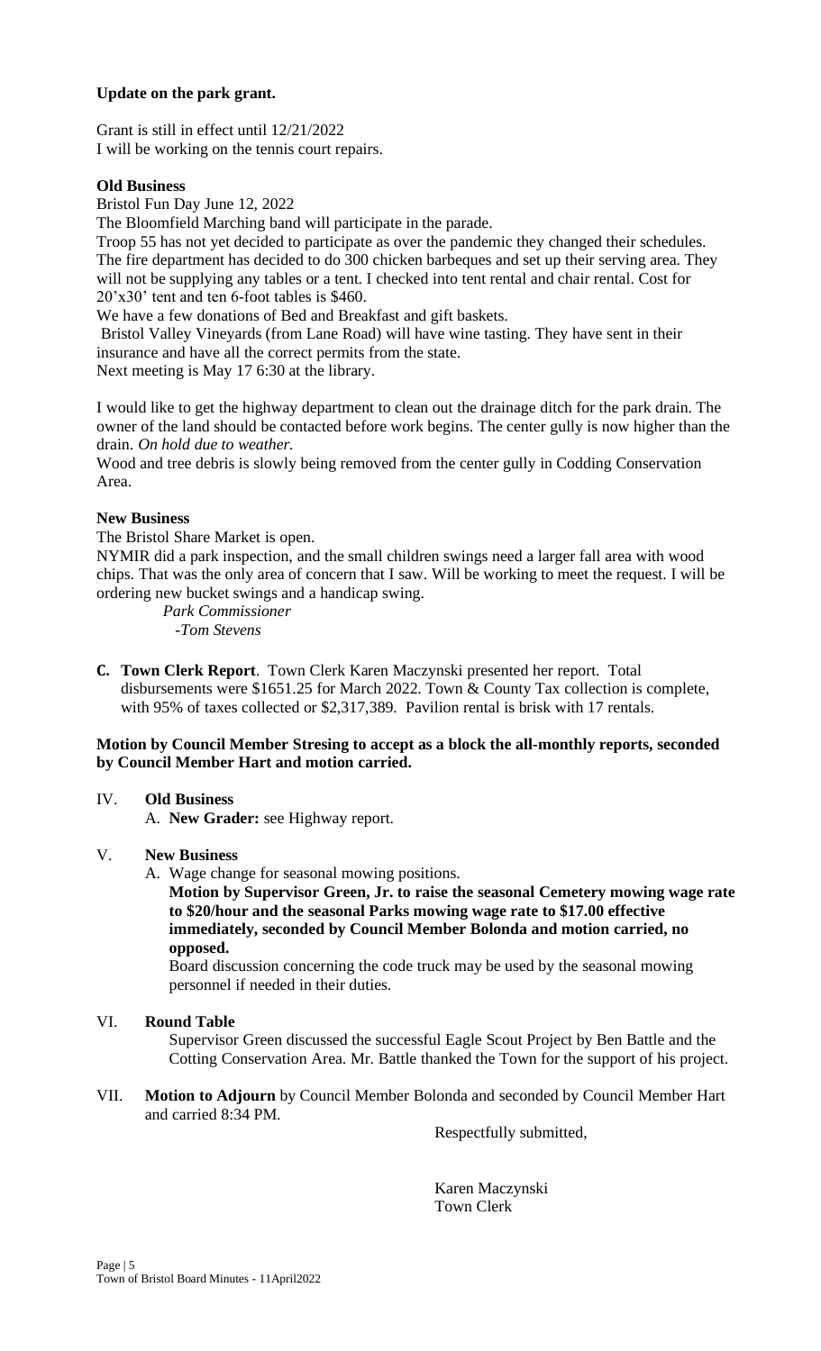**Update on the park grant.**

Grant is still in effect until 12/21/2022
I will be working on the tennis court repairs.

**Old Business**

Bristol Fun Day June 12, 2022
The Bloomfield Marching band will participate in the parade.
Troop 55 has not yet decided to participate as over the pandemic they changed their schedules.
The fire department has decided to do 300 chicken barbeques and set up their serving area. They will not be supplying any tables or a tent. I checked into tent rental and chair rental. Cost for 20'x30' tent and ten 6-foot tables is $460.
We have a few donations of Bed and Breakfast and gift baskets.
Bristol Valley Vineyards (from Lane Road) will have wine tasting. They have sent in their insurance and have all the correct permits from the state.
Next meeting is May 17 6:30 at the library.

I would like to get the highway department to clean out the drainage ditch for the park drain. The owner of the land should be contacted before work begins. The center gully is now higher than the drain. *On hold due to weather.*
Wood and tree debris is slowly being removed from the center gully in Codding Conservation Area.

**New Business**

The Bristol Share Market is open.
NYMIR did a park inspection, and the small children swings need a larger fall area with wood chips. That was the only area of concern that I saw. Will be working to meet the request. I will be ordering new bucket swings and a handicap swing.

*Park Commissioner*
*-Tom Stevens*

**C. Town Clerk Report**. Town Clerk Karen Maczynski presented her report. Total disbursements were $1651.25 for March 2022. Town & County Tax collection is complete, with 95% of taxes collected or $2,317,389. Pavilion rental is brisk with 17 rentals.

**Motion by Council Member Stresing to accept as a block the all-monthly reports, seconded by Council Member Hart and motion carried.**

IV. **Old Business**

A. **New Grader:** see Highway report.

V. **New Business**

A. Wage change for seasonal mowing positions.

**Motion by Supervisor Green, Jr. to raise the seasonal Cemetery mowing wage rate to $20/hour and the seasonal Parks mowing wage rate to $17.00 effective immediately, seconded by Council Member Bolonda and motion carried, no opposed.**

Board discussion concerning the code truck may be used by the seasonal mowing personnel if needed in their duties.

VI. **Round Table**

Supervisor Green discussed the successful Eagle Scout Project by Ben Battle and the Cotting Conservation Area. Mr. Battle thanked the Town for the support of his project.

VII. **Motion to Adjourn** by Council Member Bolonda and seconded by Council Member Hart and carried 8:34 PM.

Respectfully submitted,

Karen Maczynski
Town Clerk